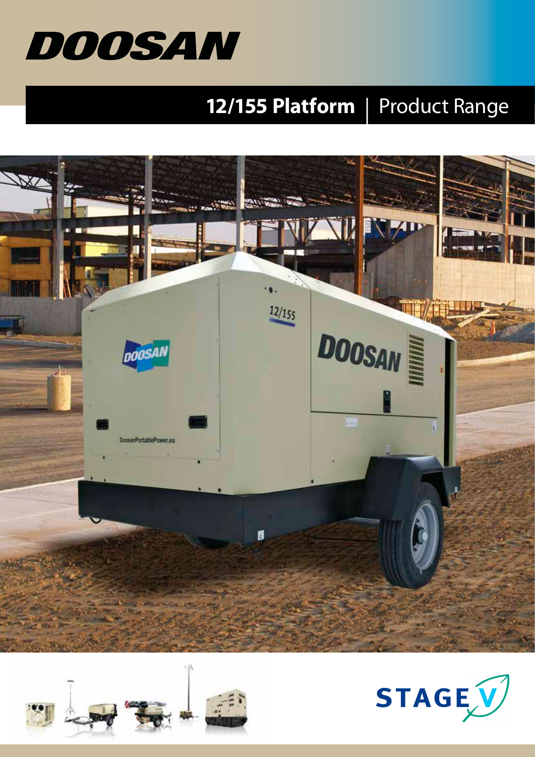# DOOSAN

## 12/155 Platform | Product Range

STAGE V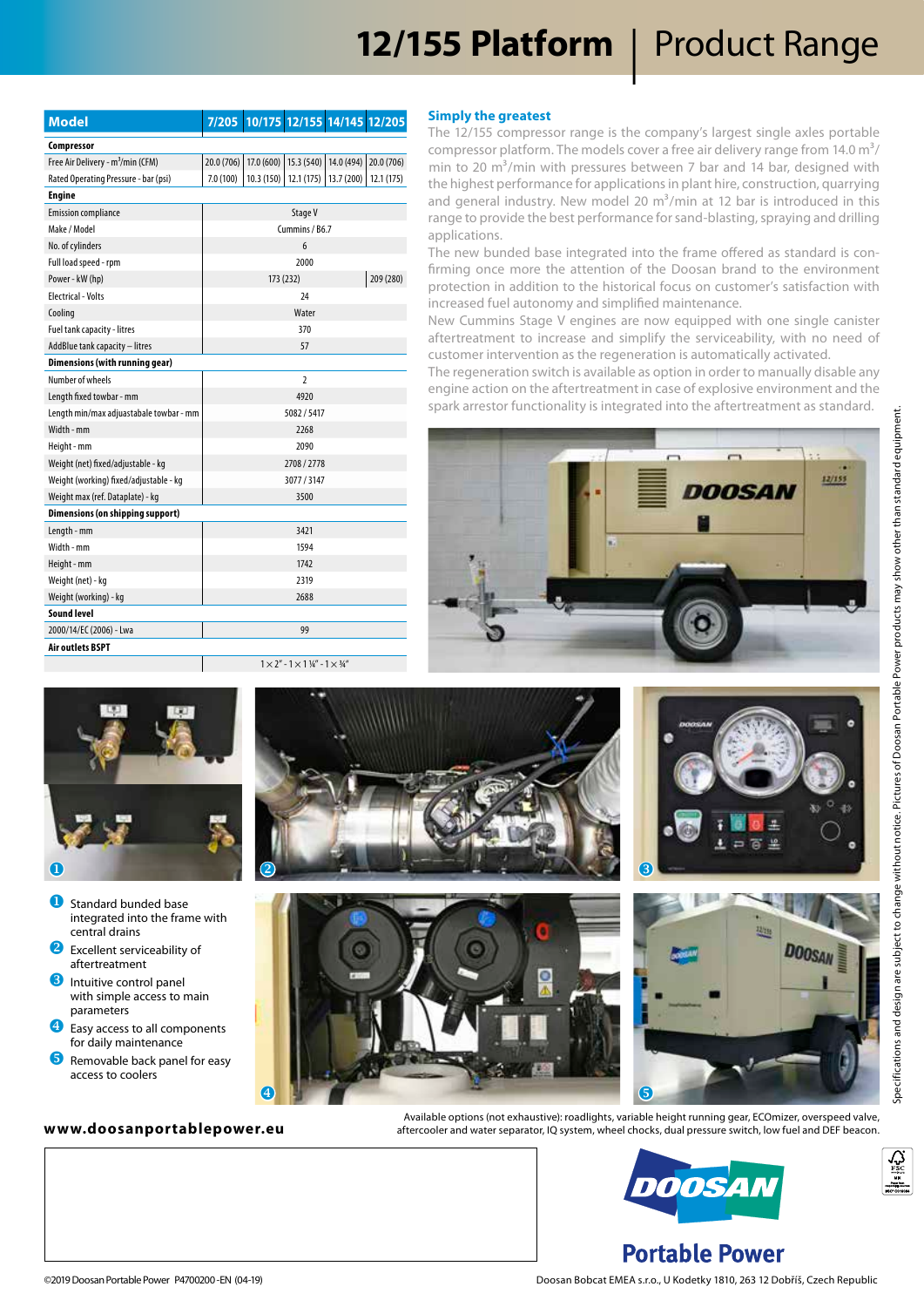# 12/155 Platform | Product Range

| Model | 7/205 | 10/175 | 12/155 | 14/145 | 12/205 |
|---|---|---|---|---|---|
| **Compressor** | | | | | |
| Free Air Delivery - $m^3$/min (CFM) | 20.0 (706) | 17.0 (600) | 15.3 (540) | 14.0 (494) | 20.0 (706) |
| Rated Operating Pressure - bar (psi) | 7.0 (100) | 10.3 (150) | 12.1 (175) | 13.7 (200) | 12.1 (175) |
| **Engine** | | | | | |
| Emission compliance | Stage V | | | | |
| Make / Model | Cummins / B6.7 | | | | |
| No. of cylinders | 6 | | | | |
| Full load speed - rpm | 2000 | | | | |
| Power - kW (hp) | 173 (232) | | | | 209 (280) |
| Electrical - Volts | 24 | | | | |
| Cooling | Water | | | | |
| Fuel tank capacity - litres | 370 | | | | |
| AddBlue tank capacity – litres | 57 | | | | |
| **Dimensions (with running gear)** | | | | | |
| Number of wheels | 2 | | | | |
| Length fixed towbar - mm | 4920 | | | | |
| Length min/max adjuastable towbar - mm | 5082 / 5417 | | | | |
| Width - mm | 2268 | | | | |
| Height - mm | 2090 | | | | |
| Weight (net) fixed/adjustable - kg | 2708 / 2778 | | | | |
| Weight (working) fixed/adjustable - kg | 3077 / 3147 | | | | |
| Weight max (ref. Dataplate) - kg | 3500 | | | | |
| **Dimensions (on shipping support)** | | | | | |
| Length - mm | 3421 | | | | |
| Width - mm | 1594 | | | | |
| Height - mm | 1742 | | | | |
| Weight (net) - kg | 2319 | | | | |
| Weight (working) - kg | 2688 | | | | |
| **Sound level** | | | | | |
| 2000/14/EC (2006) - Lwa | 99 | | | | |
| **Air outlets BSPT** | | | | | |
| | 1 × 2" - 1 × 1 ¼" - 1 × ¾" | | | | |

## Simply the greatest

The 12/155 compressor range is the company's largest single axles portable compressor platform. The models cover a free air delivery range from 14.0 $m^3$/min to 20 $m^3$/min with pressures between 7 bar and 14 bar, designed with the highest performance for applications in plant hire, construction, quarrying and general industry. New model 20 $m^3$/min at 12 bar is introduced in this range to provide the best performance for sand-blasting, spraying and drilling applications.

The new bunded base integrated into the frame offered as standard is confirming once more the attention of the Doosan brand to the environment protection in addition to the historical focus on customer's satisfaction with increased fuel autonomy and simplified maintenance.

New Cummins Stage V engines are now equipped with one single canister aftertreatment to increase and simplify the serviceability, with no need of customer intervention as the regeneration is automatically activated.

The regeneration switch is available as option in order to manually disable any engine action on the aftertreatment in case of explosive environment and the spark arrestor functionality is integrated into the aftertreatment as standard.

1. Standard bunded base integrated into the frame with central drains
2. Excellent serviceability of aftertreatment
3. Intuitive control panel with simple access to main parameters
4. Easy access to all components for daily maintenance
5. Removable back panel for easy access to coolers

Available options (not exhaustive): roadlights, variable height running gear, ECOmizer, overspeed valve, aftercooler and water separator, IQ system, wheel chocks, dual pressure switch, low fuel and DEF beacon.

Specifications and design are subject to change without notice. Pictures of Doosan Portable Power products may show other than standard equipment.

**www.doosanportablepower.eu**

DOOSAN

Portable Power

©2019 Doosan Portable Power P4700200-EN (04-19)

Doosan Bobcat EMEA s.r.o., U Kodetky 1810, 263 12 Dobříš, Czech Republic